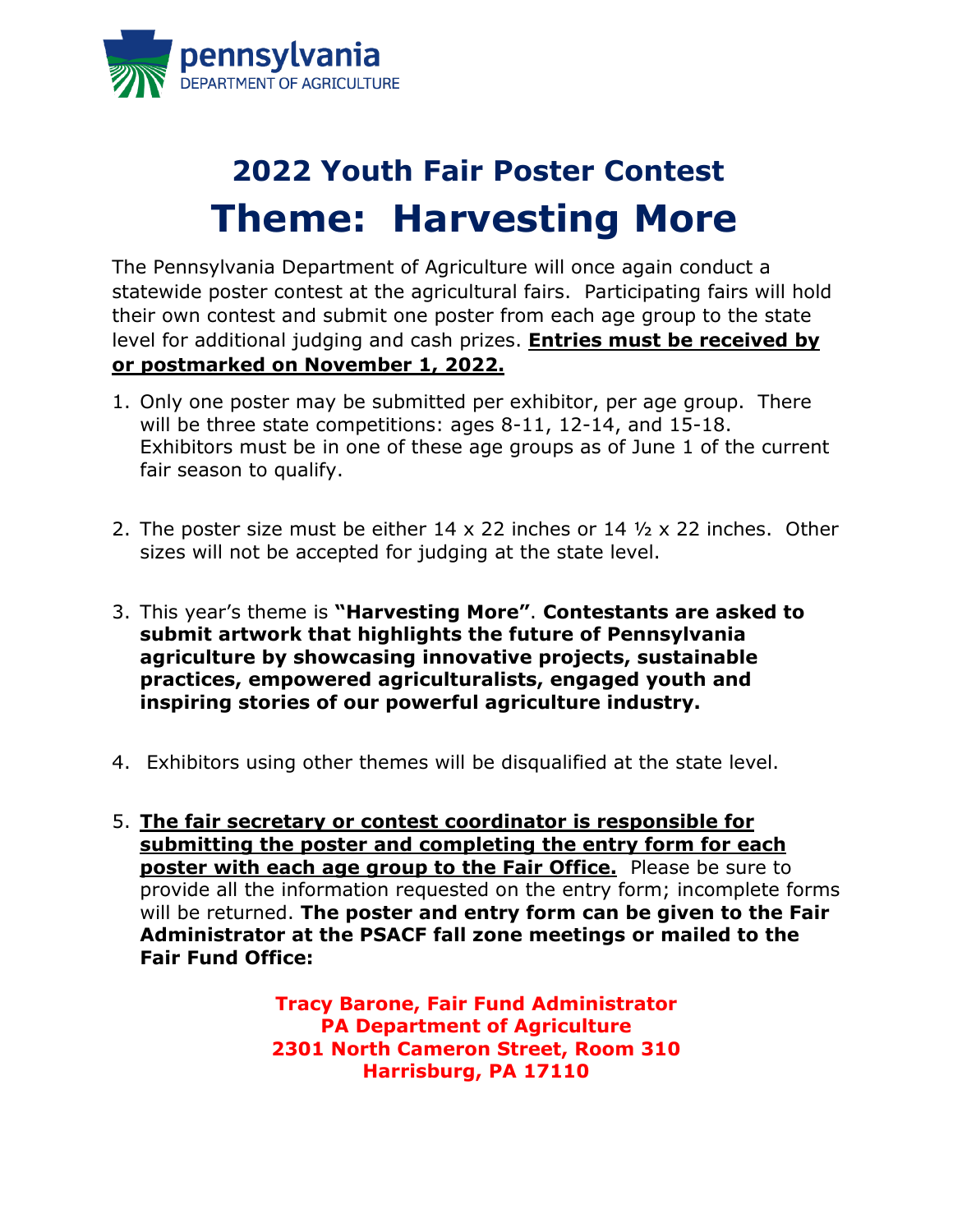pennsylvania
DEPARTMENT OF AGRICULTURE

## 2022 Youth Fair Poster Contest

# Theme: Harvesting More

The Pennsylvania Department of Agriculture will once again conduct a statewide poster contest at the agricultural fairs. Participating fairs will hold their own contest and submit one poster from each age group to the state level for additional judging and cash prizes. **Entries must be received by or postmarked on November 1, 2022.**

1. Only one poster may be submitted per exhibitor, per age group. There will be three state competitions: ages 8-11, 12-14, and 15-18. Exhibitors must be in one of these age groups as of June 1 of the current fair season to qualify.

2. The poster size must be either 14 x 22 inches or 14 ½ x 22 inches. Other sizes will not be accepted for judging at the state level.

3. This year's theme is **"Harvesting More"**. **Contestants are asked to submit artwork that highlights the future of Pennsylvania agriculture by showcasing innovative projects, sustainable practices, empowered agriculturalists, engaged youth and inspiring stories of our powerful agriculture industry.**

4. Exhibitors using other themes will be disqualified at the state level.

5. **The fair secretary or contest coordinator is responsible for submitting the poster and completing the entry form for each poster with each age group to the Fair Office.** Please be sure to provide all the information requested on the entry form; incomplete forms will be returned. **The poster and entry form can be given to the Fair Administrator at the PSACF fall zone meetings or mailed to the Fair Fund Office:**

**Tracy Barone, Fair Fund Administrator**
**PA Department of Agriculture**
**2301 North Cameron Street, Room 310**
**Harrisburg, PA 17110**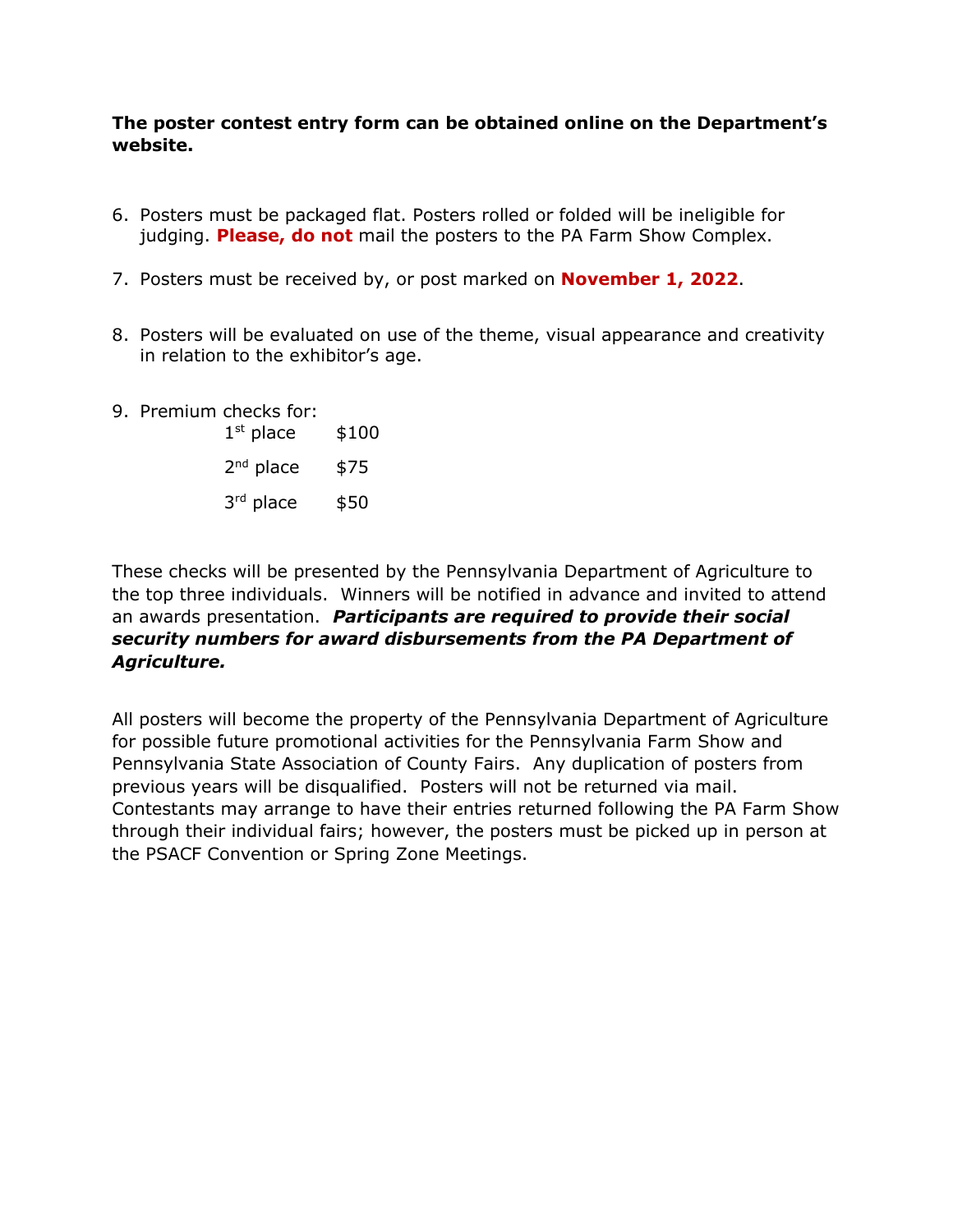**The poster contest entry form can be obtained online on the Department's website.**

6. Posters must be packaged flat. Posters rolled or folded will be ineligible for judging. **Please, do not** mail the posters to the PA Farm Show Complex.

7. Posters must be received by, or post marked on **November 1, 2022**.

8. Posters will be evaluated on use of the theme, visual appearance and creativity in relation to the exhibitor's age.

9. Premium checks for:

| | |
|---|---|
| 1st place | $100 |
| 2nd place | $75 |
| 3rd place | $50 |

These checks will be presented by the Pennsylvania Department of Agriculture to the top three individuals. Winners will be notified in advance and invited to attend an awards presentation. ***Participants are required to provide their social security numbers for award disbursements from the PA Department of Agriculture.***

All posters will become the property of the Pennsylvania Department of Agriculture for possible future promotional activities for the Pennsylvania Farm Show and Pennsylvania State Association of County Fairs. Any duplication of posters from previous years will be disqualified. Posters will not be returned via mail. Contestants may arrange to have their entries returned following the PA Farm Show through their individual fairs; however, the posters must be picked up in person at the PSACF Convention or Spring Zone Meetings.